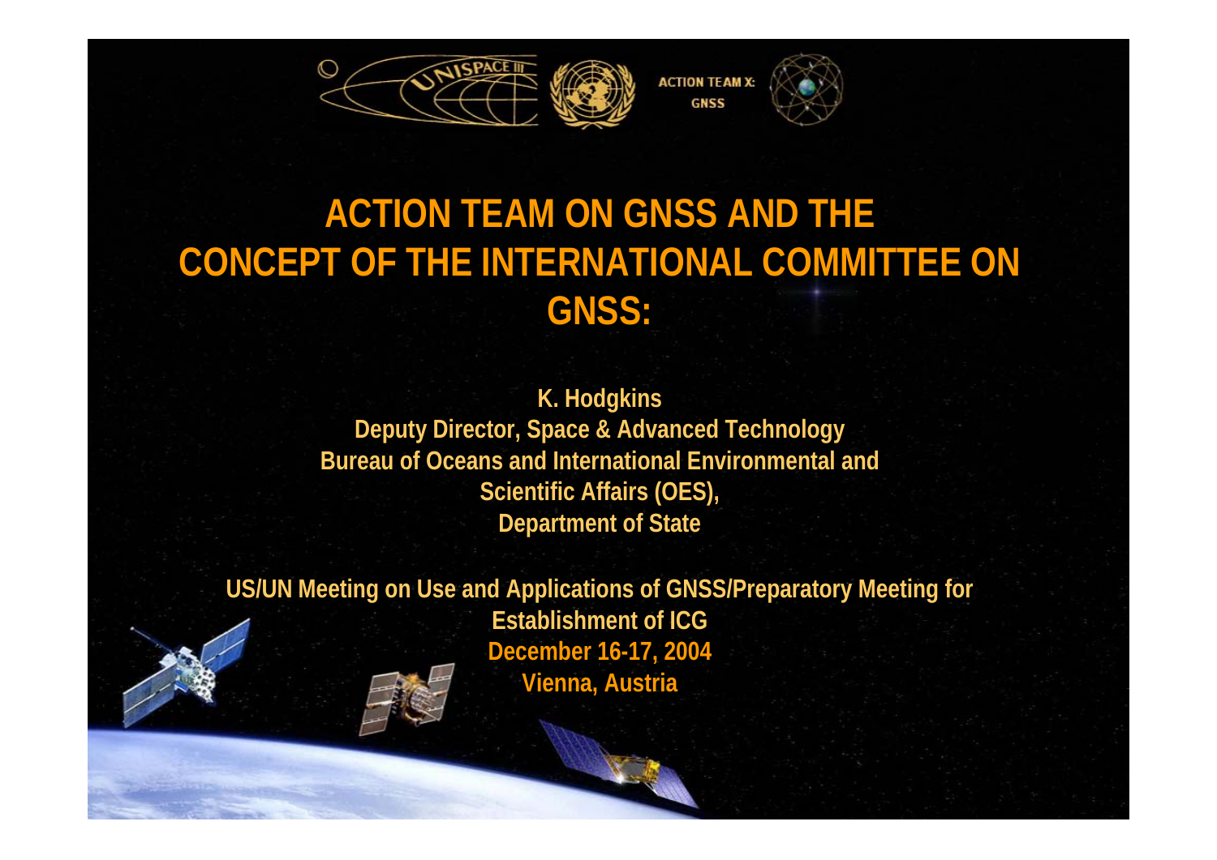ACTION TEAM X: GNSS

# ACTION TEAM ON GNSS AND THE CONCEPT OF THE INTERNATIONAL COMMITTEE ON GNSS:

**K. Hodgkins**
**Deputy Director, Space & Advanced Technology**
**Bureau of Oceans and International Environmental and Scientific Affairs (OES),**
**Department of State**

**US/UN Meeting on Use and Applications of GNSS/Preparatory Meeting for Establishment of ICG**
**December 16-17, 2004**
**Vienna, Austria**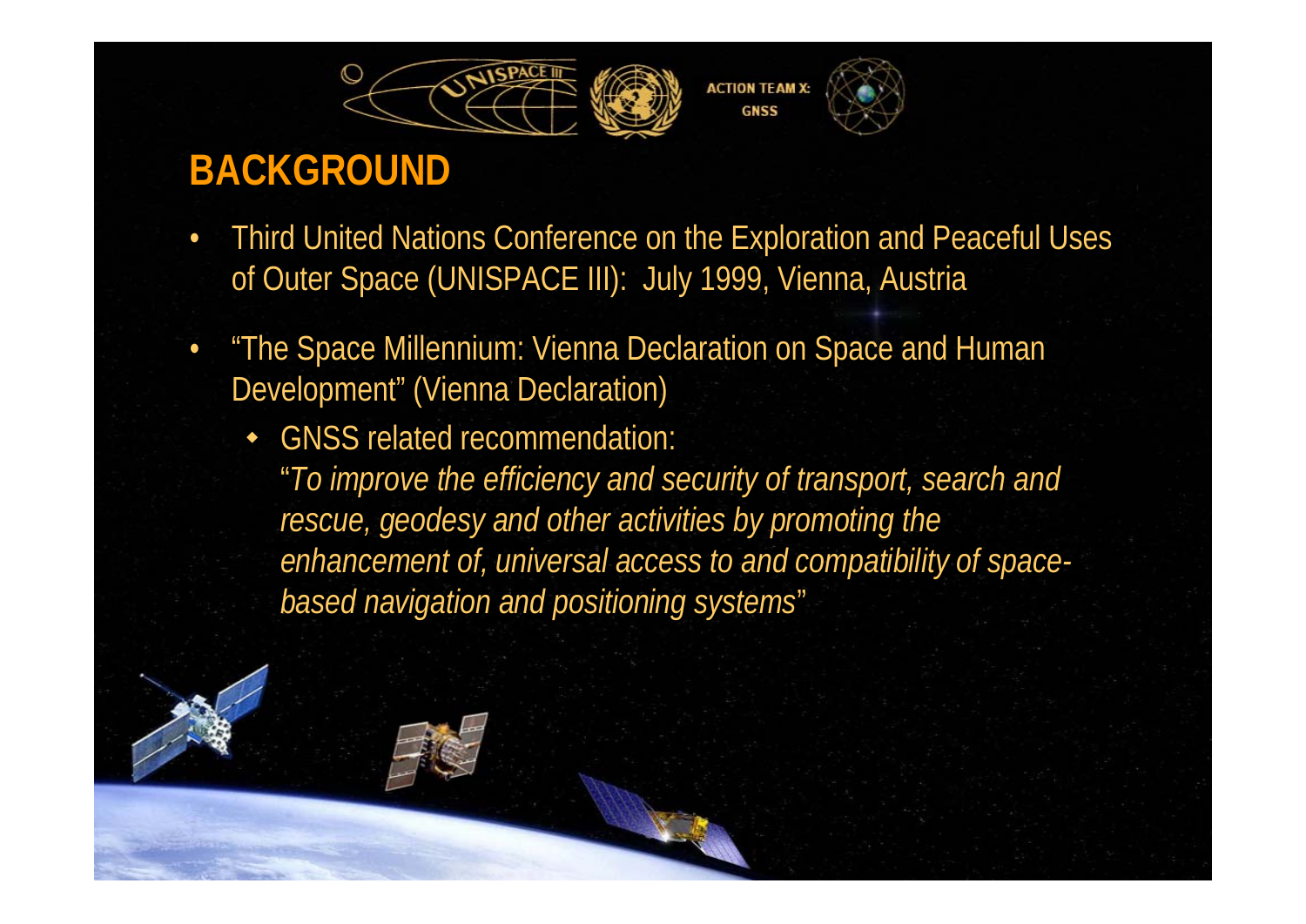# BACKGROUND

- Third United Nations Conference on the Exploration and Peaceful Uses of Outer Space (UNISPACE III): July 1999, Vienna, Austria
- "The Space Millennium: Vienna Declaration on Space and Human Development" (Vienna Declaration)
  - GNSS related recommendation:
    "*To improve the efficiency and security of transport, search and rescue, geodesy and other activities by promoting the enhancement of, universal access to and compatibility of space-based navigation and positioning systems*"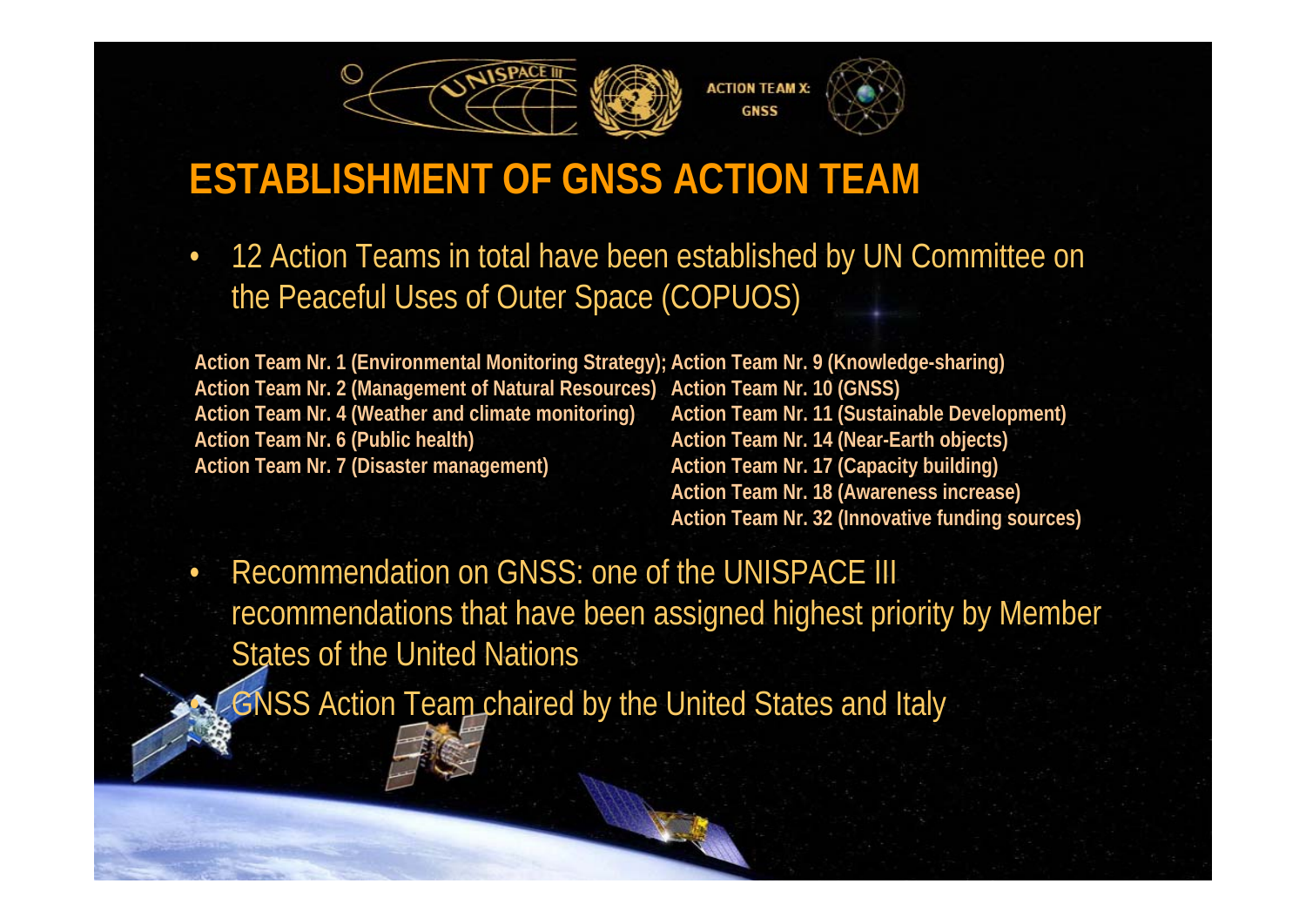# ESTABLISHMENT OF GNSS ACTION TEAM

- 12 Action Teams in total have been established by UN Committee on the Peaceful Uses of Outer Space (COPUOS)

**Action Team Nr. 1 (Environmental Monitoring Strategy);**
**Action Team Nr. 2 (Management of Natural Resources)**
**Action Team Nr. 4 (Weather and climate monitoring)**
**Action Team Nr. 6 (Public health)**
**Action Team Nr. 7 (Disaster management)**
**Action Team Nr. 9 (Knowledge-sharing)**
**Action Team Nr. 10 (GNSS)**
**Action Team Nr. 11 (Sustainable Development)**
**Action Team Nr. 14 (Near-Earth objects)**
**Action Team Nr. 17 (Capacity building)**
**Action Team Nr. 18 (Awareness increase)**
**Action Team Nr. 32 (Innovative funding sources)**

- Recommendation on GNSS: one of the UNISPACE III recommendations that have been assigned highest priority by Member States of the United Nations
- GNSS Action Team chaired by the United States and Italy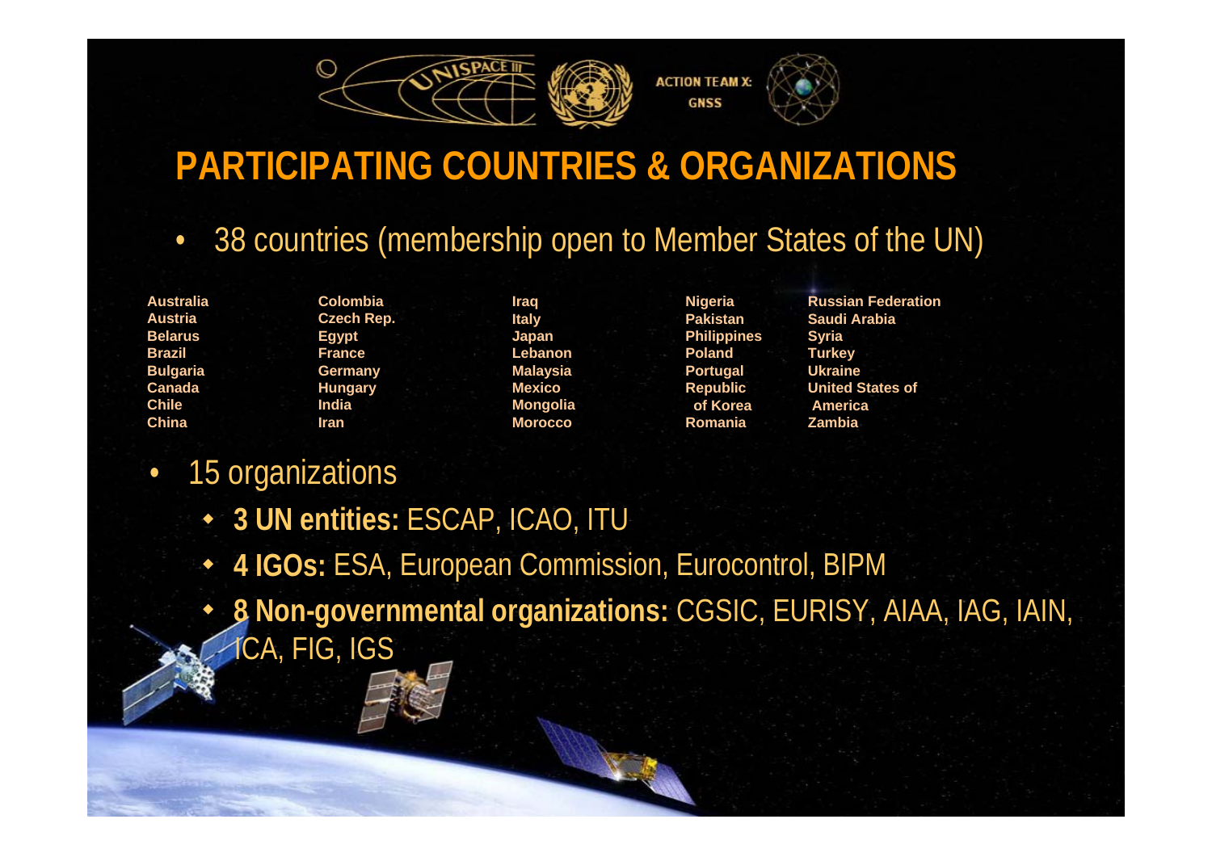ACTION TEAM X: GNSS

# PARTICIPATING COUNTRIES & ORGANIZATIONS

- 38 countries (membership open to Member States of the UN)

| | | | | |
|---|---|---|---|---|
| Australia | Colombia | Iraq | Nigeria | Russian Federation |
| Austria | Czech Rep. | Italy | Pakistan | Saudi Arabia |
| Belarus | Egypt | Japan | Philippines | Syria |
| Brazil | France | Lebanon | Poland | Turkey |
| Bulgaria | Germany | Malaysia | Portugal | Ukraine |
| Canada | Hungary | Mexico | Republic of Korea | United States of America |
| Chile | India | Mongolia | Romania | Zambia |
| China | Iran | Morocco | | |

- 15 organizations
  - **3 UN entities:** ESCAP, ICAO, ITU
  - **4 IGOs:** ESA, European Commission, Eurocontrol, BIPM
  - **8 Non-governmental organizations:** CGSIC, EURISY, AIAA, IAG, IAIN, ICA, FIG, IGS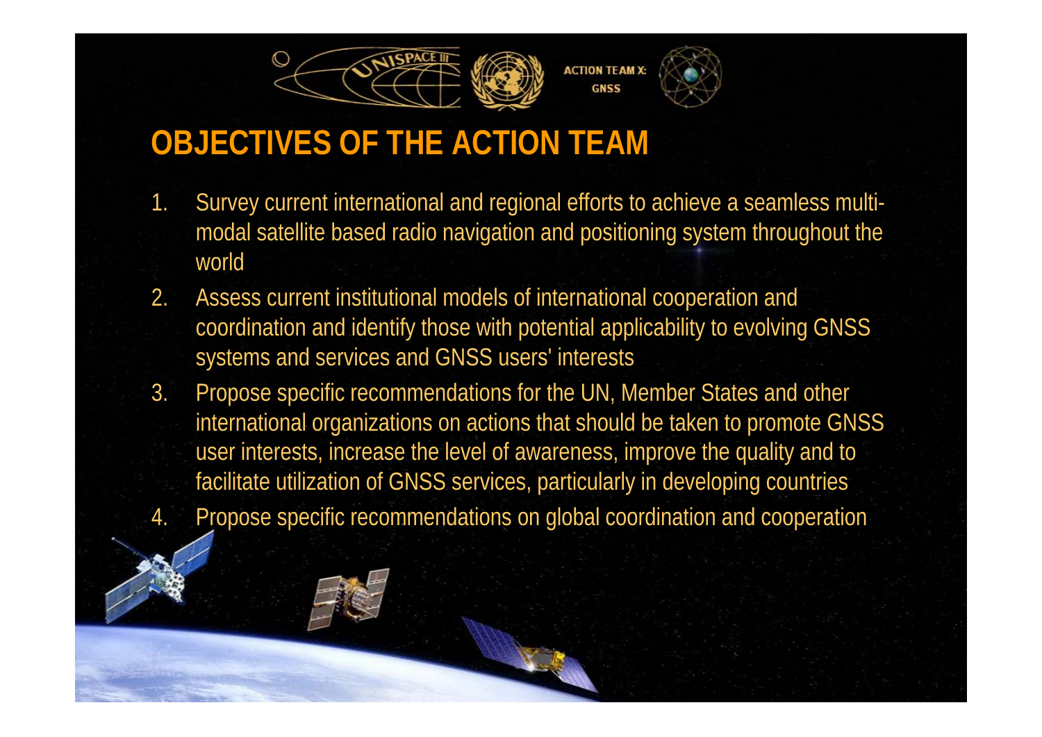# OBJECTIVES OF THE ACTION TEAM

1. Survey current international and regional efforts to achieve a seamless multi-modal satellite based radio navigation and positioning system throughout the world
2. Assess current institutional models of international cooperation and coordination and identify those with potential applicability to evolving GNSS systems and services and GNSS users' interests
3. Propose specific recommendations for the UN, Member States and other international organizations on actions that should be taken to promote GNSS user interests, increase the level of awareness, improve the quality and to facilitate utilization of GNSS services, particularly in developing countries
4. Propose specific recommendations on global coordination and cooperation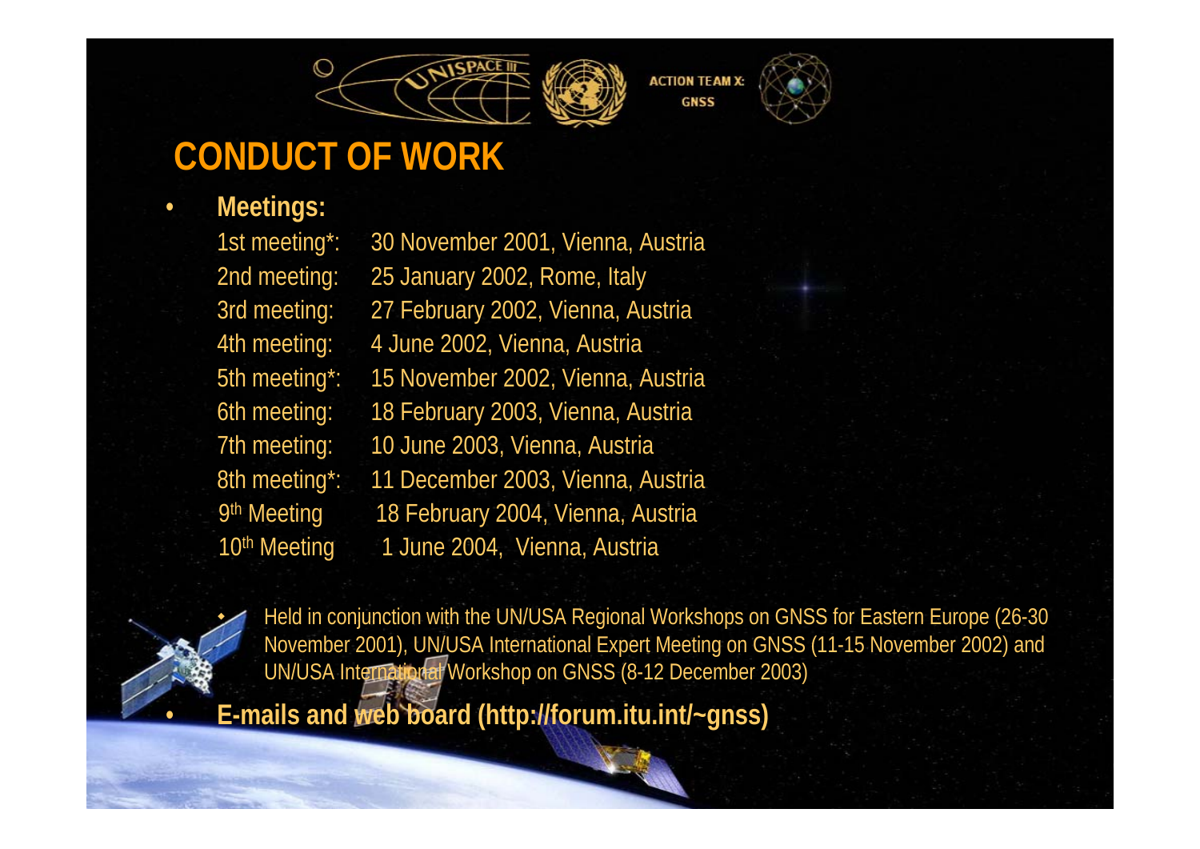## CONDUCT OF WORK

- **Meetings:**

  1st meeting*: 30 November 2001, Vienna, Austria
  2nd meeting: 25 January 2002, Rome, Italy
  3rd meeting: 27 February 2002, Vienna, Austria
  4th meeting: 4 June 2002, Vienna, Austria
  5th meeting*: 15 November 2002, Vienna, Austria
  6th meeting: 18 February 2003, Vienna, Austria
  7th meeting: 10 June 2003, Vienna, Austria
  8th meeting*: 11 December 2003, Vienna, Austria
  9th Meeting 18 February 2004, Vienna, Austria
  10th Meeting 1 June 2004, Vienna, Austria

  - Held in conjunction with the UN/USA Regional Workshops on GNSS for Eastern Europe (26-30 November 2001), UN/USA International Expert Meeting on GNSS (11-15 November 2002) and UN/USA International Workshop on GNSS (8-12 December 2003)

- **E-mails and web board (http://forum.itu.int/~gnss)**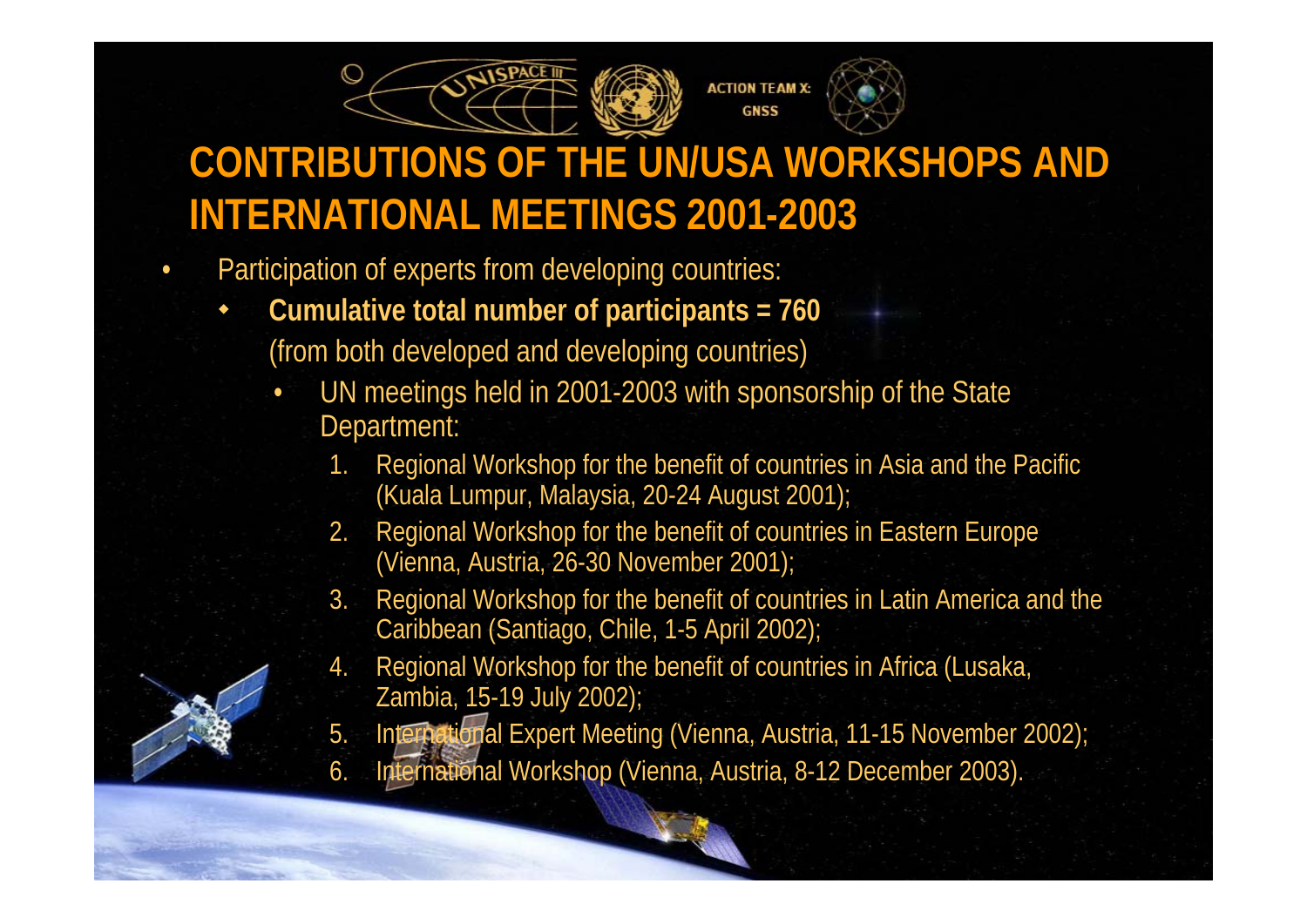# CONTRIBUTIONS OF THE UN/USA WORKSHOPS AND INTERNATIONAL MEETINGS 2001-2003

- Participation of experts from developing countries:
  - **Cumulative total number of participants = 760**
    (from both developed and developing countries)
    - UN meetings held in 2001-2003 with sponsorship of the State Department:
      1. Regional Workshop for the benefit of countries in Asia and the Pacific (Kuala Lumpur, Malaysia, 20-24 August 2001);
      2. Regional Workshop for the benefit of countries in Eastern Europe (Vienna, Austria, 26-30 November 2001);
      3. Regional Workshop for the benefit of countries in Latin America and the Caribbean (Santiago, Chile, 1-5 April 2002);
      4. Regional Workshop for the benefit of countries in Africa (Lusaka, Zambia, 15-19 July 2002);
      5. International Expert Meeting (Vienna, Austria, 11-15 November 2002);
      6. International Workshop (Vienna, Austria, 8-12 December 2003).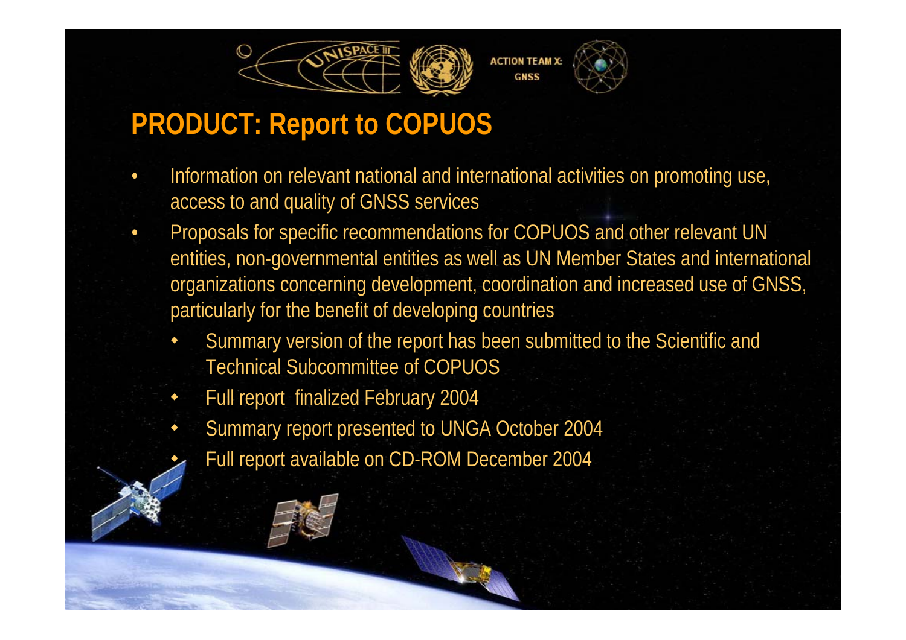ACTION TEAM X: GNSS

## PRODUCT: Report to COPUOS

- Information on relevant national and international activities on promoting use, access to and quality of GNSS services
- Proposals for specific recommendations for COPUOS and other relevant UN entities, non-governmental entities as well as UN Member States and international organizations concerning development, coordination and increased use of GNSS, particularly for the benefit of developing countries
  - Summary version of the report has been submitted to the Scientific and Technical Subcommittee of COPUOS
  - Full report finalized February 2004
  - Summary report presented to UNGA October 2004
  - Full report available on CD-ROM December 2004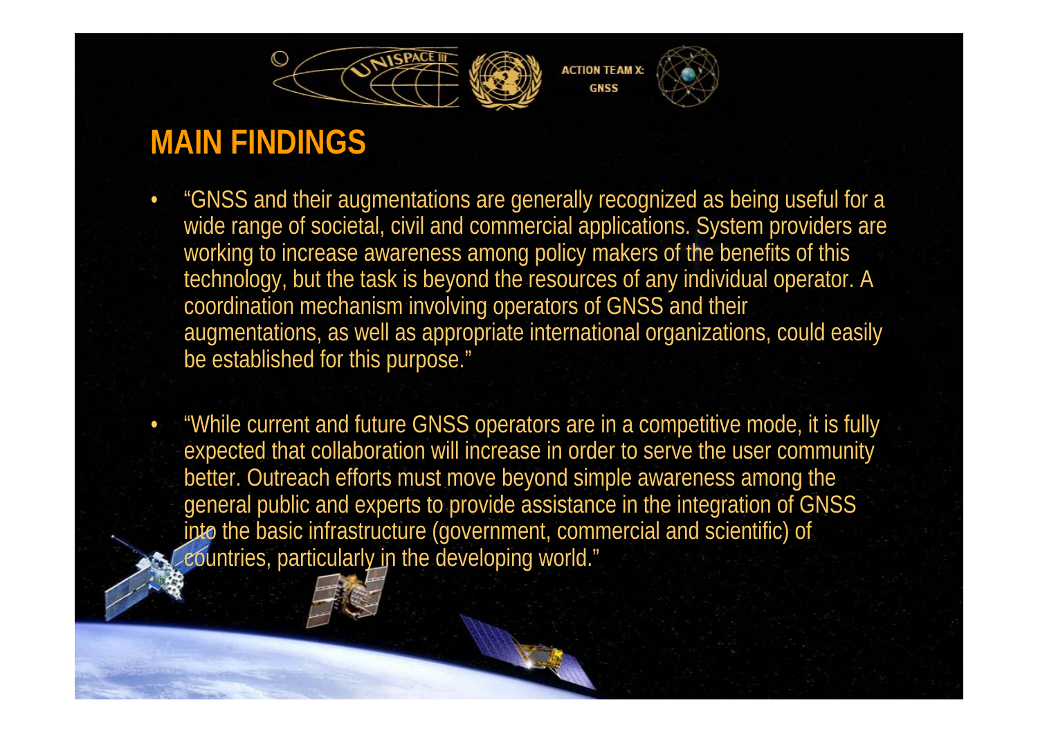## MAIN FINDINGS

- "GNSS and their augmentations are generally recognized as being useful for a wide range of societal, civil and commercial applications. System providers are working to increase awareness among policy makers of the benefits of this technology, but the task is beyond the resources of any individual operator. A coordination mechanism involving operators of GNSS and their augmentations, as well as appropriate international organizations, could easily be established for this purpose."

- "While current and future GNSS operators are in a competitive mode, it is fully expected that collaboration will increase in order to serve the user community better. Outreach efforts must move beyond simple awareness among the general public and experts to provide assistance in the integration of GNSS into the basic infrastructure (government, commercial and scientific) of countries, particularly in the developing world."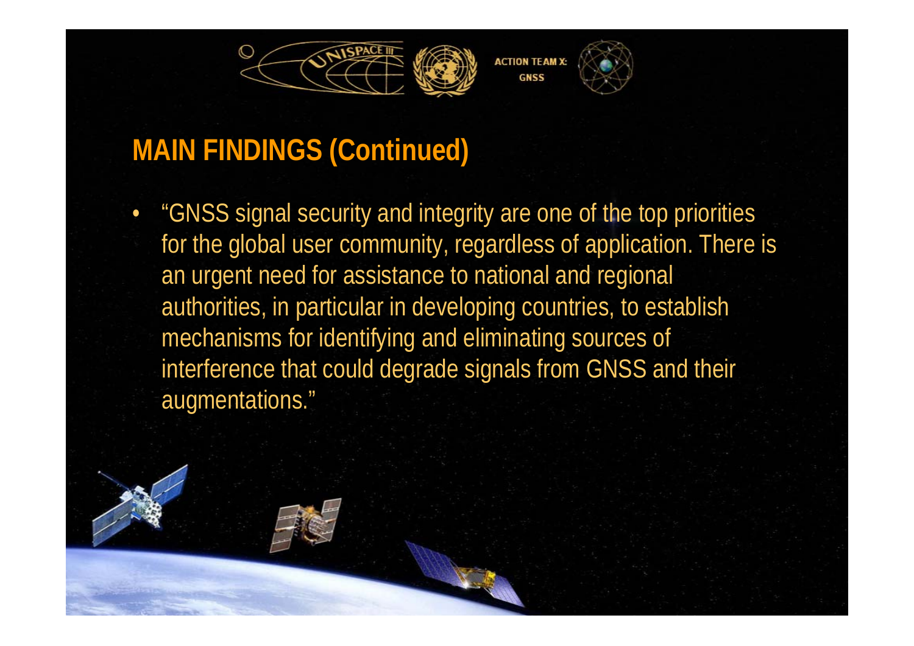## MAIN FINDINGS (Continued)

- "GNSS signal security and integrity are one of the top priorities for the global user community, regardless of application. There is an urgent need for assistance to national and regional authorities, in particular in developing countries, to establish mechanisms for identifying and eliminating sources of interference that could degrade signals from GNSS and their augmentations."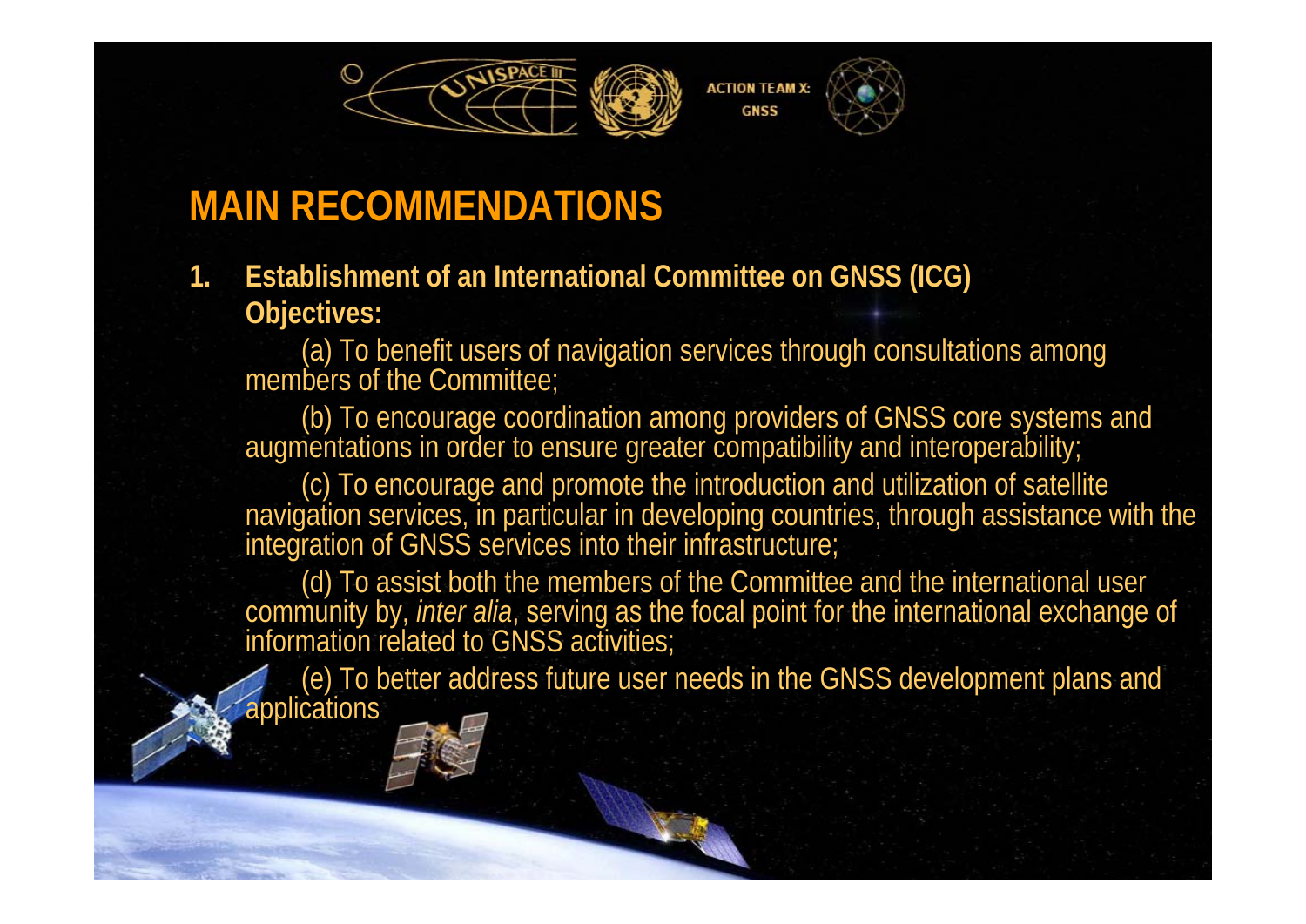## MAIN RECOMMENDATIONS

1. **Establishment of an International Committee on GNSS (ICG)**
   **Objectives:**

   (a) To benefit users of navigation services through consultations among members of the Committee;

   (b) To encourage coordination among providers of GNSS core systems and augmentations in order to ensure greater compatibility and interoperability;

   (c) To encourage and promote the introduction and utilization of satellite navigation services, in particular in developing countries, through assistance with the integration of GNSS services into their infrastructure;

   (d) To assist both the members of the Committee and the international user community by, *inter alia*, serving as the focal point for the international exchange of information related to GNSS activities;

   (e) To better address future user needs in the GNSS development plans and applications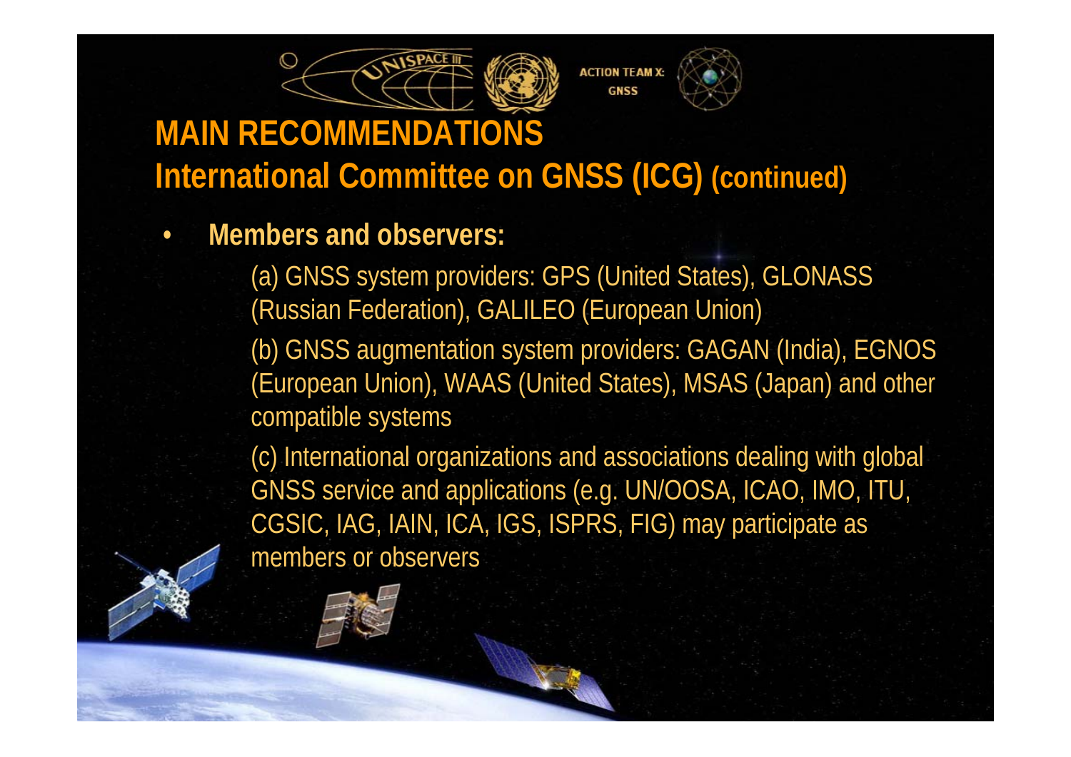# MAIN RECOMMENDATIONS

## International Committee on GNSS (ICG) (continued)

- **Members and observers:**

  (a) GNSS system providers: GPS (United States), GLONASS (Russian Federation), GALILEO (European Union)

  (b) GNSS augmentation system providers: GAGAN (India), EGNOS (European Union), WAAS (United States), MSAS (Japan) and other compatible systems

  (c) International organizations and associations dealing with global GNSS service and applications (e.g. UN/OOSA, ICAO, IMO, ITU, CGSIC, IAG, IAIN, ICA, IGS, ISPRS, FIG) may participate as members or observers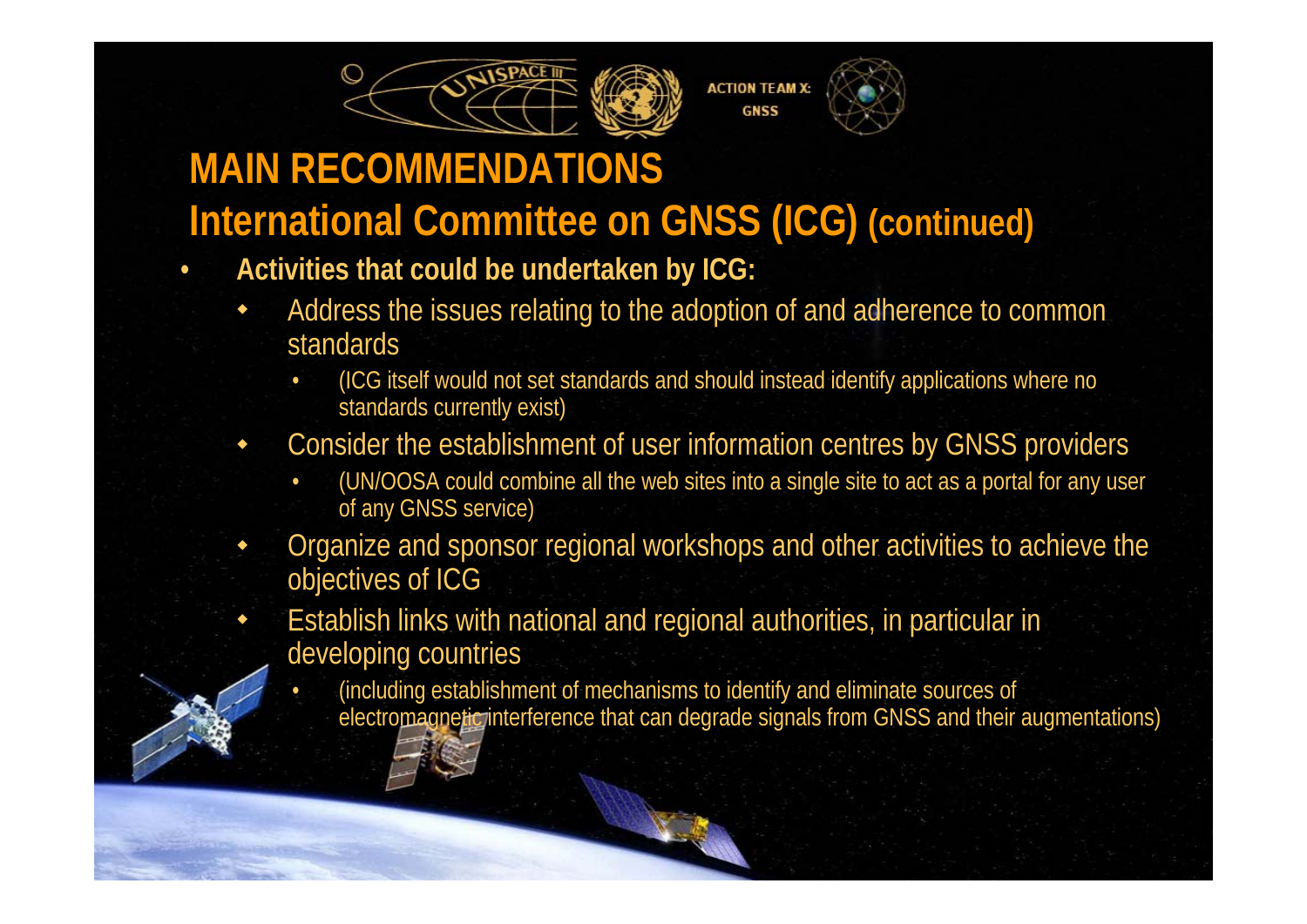ACTION TEAM X: GNSS

# MAIN RECOMMENDATIONS

## International Committee on GNSS (ICG) (continued)

- **Activities that could be undertaken by ICG:**
  - Address the issues relating to the adoption of and adherence to common standards
    - (ICG itself would not set standards and should instead identify applications where no standards currently exist)
  - Consider the establishment of user information centres by GNSS providers
    - (UN/OOSA could combine all the web sites into a single site to act as a portal for any user of any GNSS service)
  - Organize and sponsor regional workshops and other activities to achieve the objectives of ICG
  - Establish links with national and regional authorities, in particular in developing countries
    - (including establishment of mechanisms to identify and eliminate sources of electromagnetic interference that can degrade signals from GNSS and their augmentations)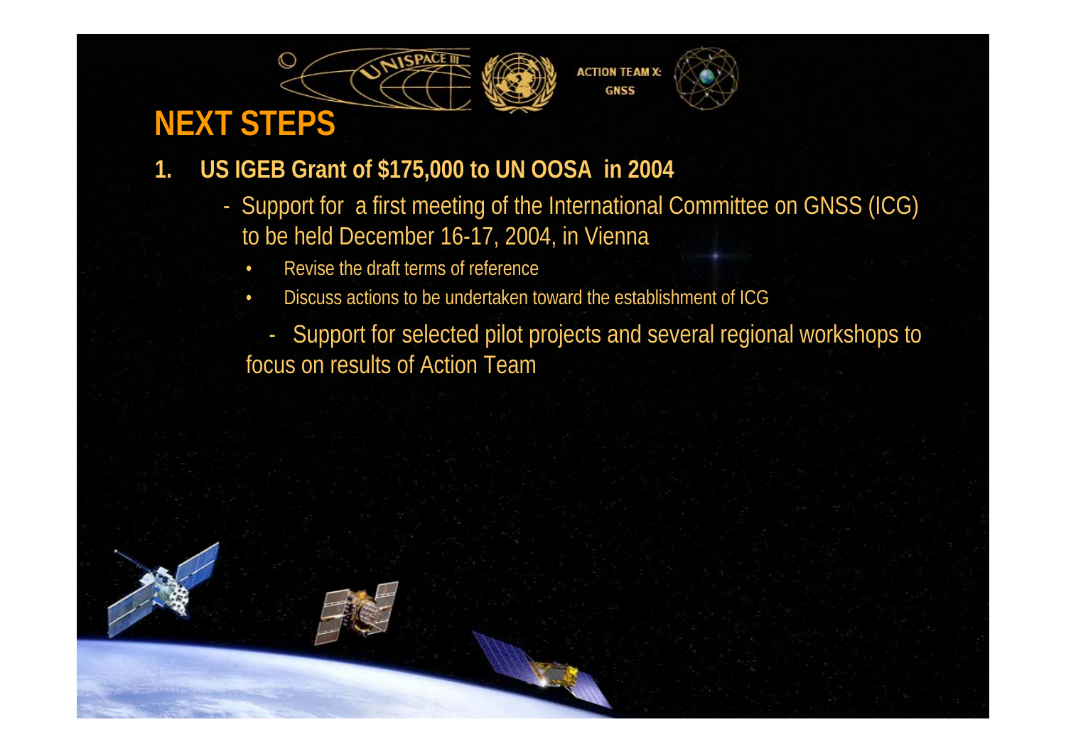## NEXT STEPS

1. **US IGEB Grant of $175,000 to UN OOSA in 2004**
   - Support for a first meeting of the International Committee on GNSS (ICG) to be held December 16-17, 2004, in Vienna
     - Revise the draft terms of reference
     - Discuss actions to be undertaken toward the establishment of ICG
   - Support for selected pilot projects and several regional workshops to focus on results of Action Team